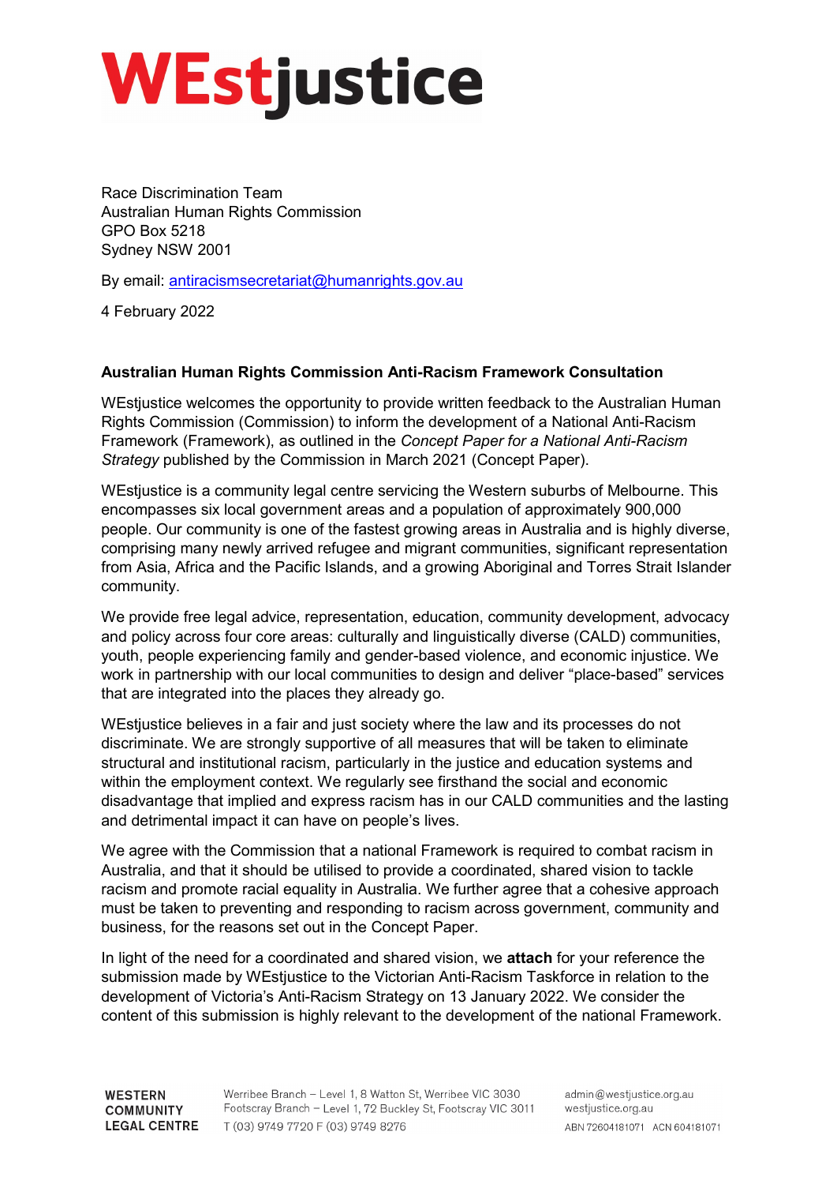# WEstjustice

Race Discrimination Team
Australian Human Rights Commission
GPO Box 5218
Sydney NSW 2001

By email: antiracismsecretariat@humanrights.gov.au

4 February 2022

**Australian Human Rights Commission Anti-Racism Framework Consultation**

WEstjustice welcomes the opportunity to provide written feedback to the Australian Human Rights Commission (Commission) to inform the development of a National Anti-Racism Framework (Framework), as outlined in the *Concept Paper for a National Anti-Racism Strategy* published by the Commission in March 2021 (Concept Paper).

WEstjustice is a community legal centre servicing the Western suburbs of Melbourne. This encompasses six local government areas and a population of approximately 900,000 people. Our community is one of the fastest growing areas in Australia and is highly diverse, comprising many newly arrived refugee and migrant communities, significant representation from Asia, Africa and the Pacific Islands, and a growing Aboriginal and Torres Strait Islander community.

We provide free legal advice, representation, education, community development, advocacy and policy across four core areas: culturally and linguistically diverse (CALD) communities, youth, people experiencing family and gender-based violence, and economic injustice. We work in partnership with our local communities to design and deliver "place-based" services that are integrated into the places they already go.

WEstjustice believes in a fair and just society where the law and its processes do not discriminate. We are strongly supportive of all measures that will be taken to eliminate structural and institutional racism, particularly in the justice and education systems and within the employment context. We regularly see firsthand the social and economic disadvantage that implied and express racism has in our CALD communities and the lasting and detrimental impact it can have on people's lives.

We agree with the Commission that a national Framework is required to combat racism in Australia, and that it should be utilised to provide a coordinated, shared vision to tackle racism and promote racial equality in Australia. We further agree that a cohesive approach must be taken to preventing and responding to racism across government, community and business, for the reasons set out in the Concept Paper.

In light of the need for a coordinated and shared vision, we **attach** for your reference the submission made by WEstjustice to the Victorian Anti-Racism Taskforce in relation to the development of Victoria's Anti-Racism Strategy on 13 January 2022. We consider the content of this submission is highly relevant to the development of the national Framework.

**WESTERN COMMUNITY LEGAL CENTRE**

Werribee Branch – Level 1, 8 Watton St, Werribee VIC 3030
Footscray Branch – Level 1, 72 Buckley St, Footscray VIC 3011
T (03) 9749 7720 F (03) 9749 8276

admin@westjustice.org.au
westjustice.org.au
ABN 72604181071 ACN 604181071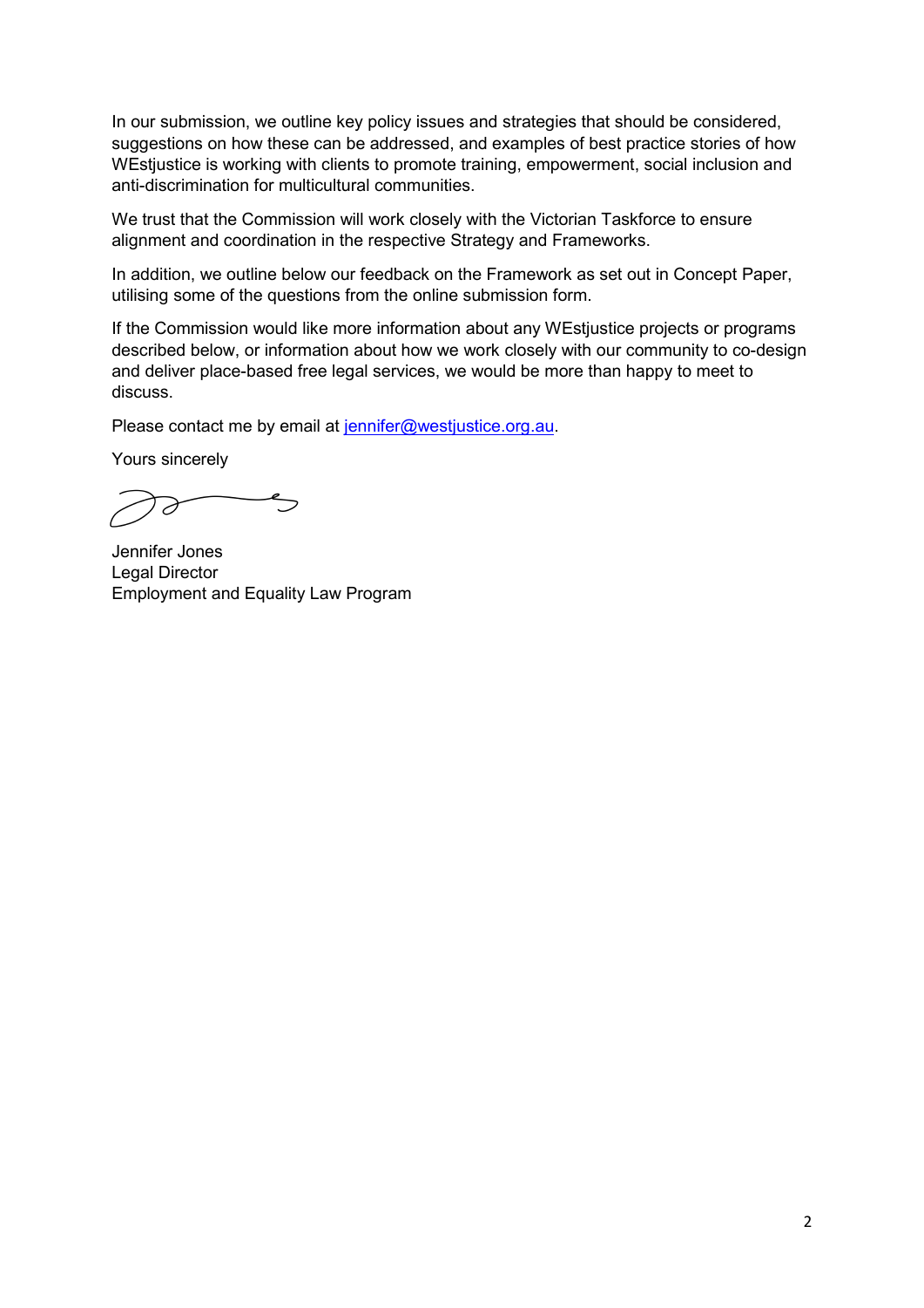In our submission, we outline key policy issues and strategies that should be considered, suggestions on how these can be addressed, and examples of best practice stories of how WEstjustice is working with clients to promote training, empowerment, social inclusion and anti-discrimination for multicultural communities.

We trust that the Commission will work closely with the Victorian Taskforce to ensure alignment and coordination in the respective Strategy and Frameworks.

In addition, we outline below our feedback on the Framework as set out in Concept Paper, utilising some of the questions from the online submission form.

If the Commission would like more information about any WEstjustice projects or programs described below, or information about how we work closely with our community to co-design and deliver place-based free legal services, we would be more than happy to meet to discuss.

Please contact me by email at [jennifer@westjustice.org.au](mailto:jennifer@westjustice.org.au).

Yours sincerely

Jennifer Jones
Legal Director
Employment and Equality Law Program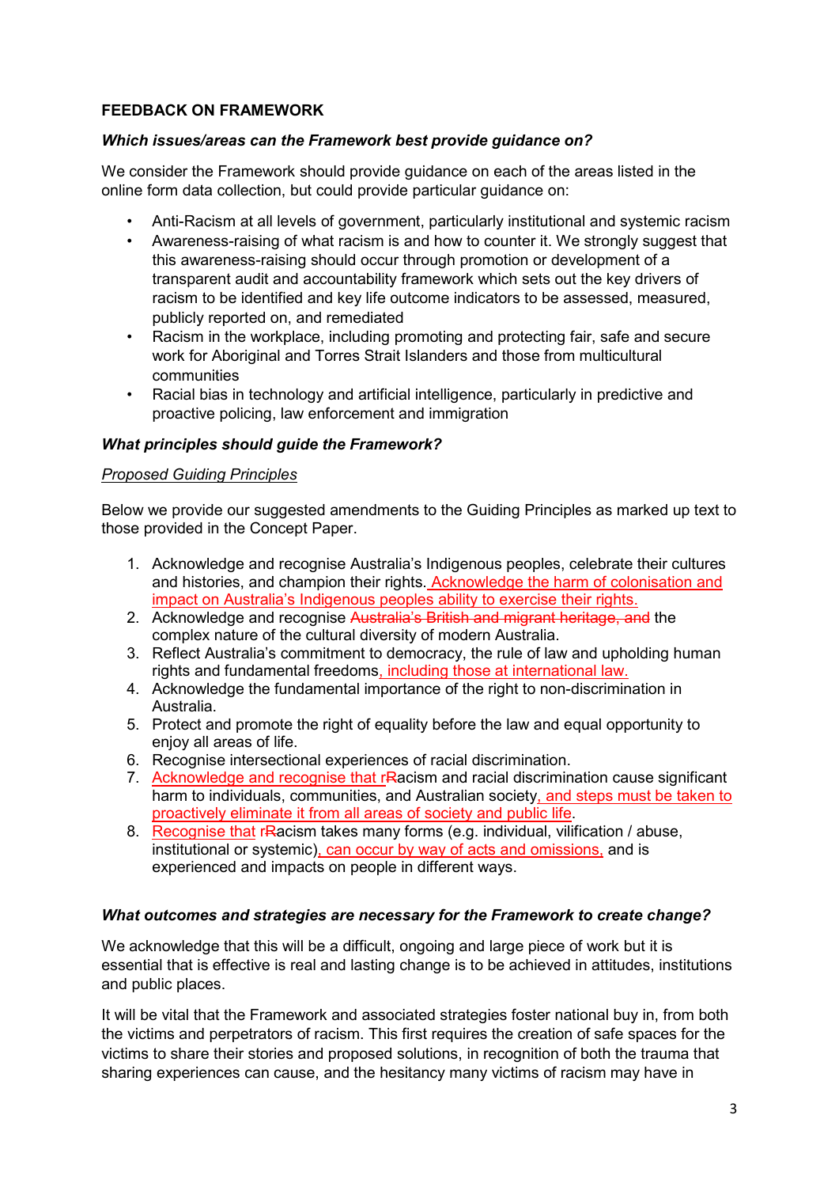**FEEDBACK ON FRAMEWORK**

***Which issues/areas can the Framework best provide guidance on?***

We consider the Framework should provide guidance on each of the areas listed in the online form data collection, but could provide particular guidance on:

- Anti-Racism at all levels of government, particularly institutional and systemic racism
- Awareness-raising of what racism is and how to counter it. We strongly suggest that this awareness-raising should occur through promotion or development of a transparent audit and accountability framework which sets out the key drivers of racism to be identified and key life outcome indicators to be assessed, measured, publicly reported on, and remediated
- Racism in the workplace, including promoting and protecting fair, safe and secure work for Aboriginal and Torres Strait Islanders and those from multicultural communities
- Racial bias in technology and artificial intelligence, particularly in predictive and proactive policing, law enforcement and immigration

***What principles should guide the Framework?***

*<u>Proposed Guiding Principles</u>*

Below we provide our suggested amendments to the Guiding Principles as marked up text to those provided in the Concept Paper.

1. Acknowledge and recognise Australia's Indigenous peoples, celebrate their cultures and histories, and champion their rights. <u>Acknowledge the harm of colonisation and impact on Australia's Indigenous peoples ability to exercise their rights.</u>
2. Acknowledge and recognise ~~Australia's British and migrant heritage, and~~ the complex nature of the cultural diversity of modern Australia.
3. Reflect Australia's commitment to democracy, the rule of law and upholding human rights and fundamental freedoms<u>, including those at international law.</u>
4. Acknowledge the fundamental importance of the right to non-discrimination in Australia.
5. Protect and promote the right of equality before the law and equal opportunity to enjoy all areas of life.
6. Recognise intersectional experiences of racial discrimination.
7. <u>Acknowledge and recognise that r</u>~~R~~acism and racial discrimination cause significant harm to individuals, communities, and Australian society<u>, and steps must be taken to proactively eliminate it from all areas of society and public life</u>.
8. <u>Recognise that</u> <u>r</u>~~R~~acism takes many forms (e.g. individual, vilification / abuse, institutional or systemic)<u>, can occur by way of acts and omissions,</u> and is experienced and impacts on people in different ways.

***What outcomes and strategies are necessary for the Framework to create change?***

We acknowledge that this will be a difficult, ongoing and large piece of work but it is essential that is effective is real and lasting change is to be achieved in attitudes, institutions and public places.

It will be vital that the Framework and associated strategies foster national buy in, from both the victims and perpetrators of racism. This first requires the creation of safe spaces for the victims to share their stories and proposed solutions, in recognition of both the trauma that sharing experiences can cause, and the hesitancy many victims of racism may have in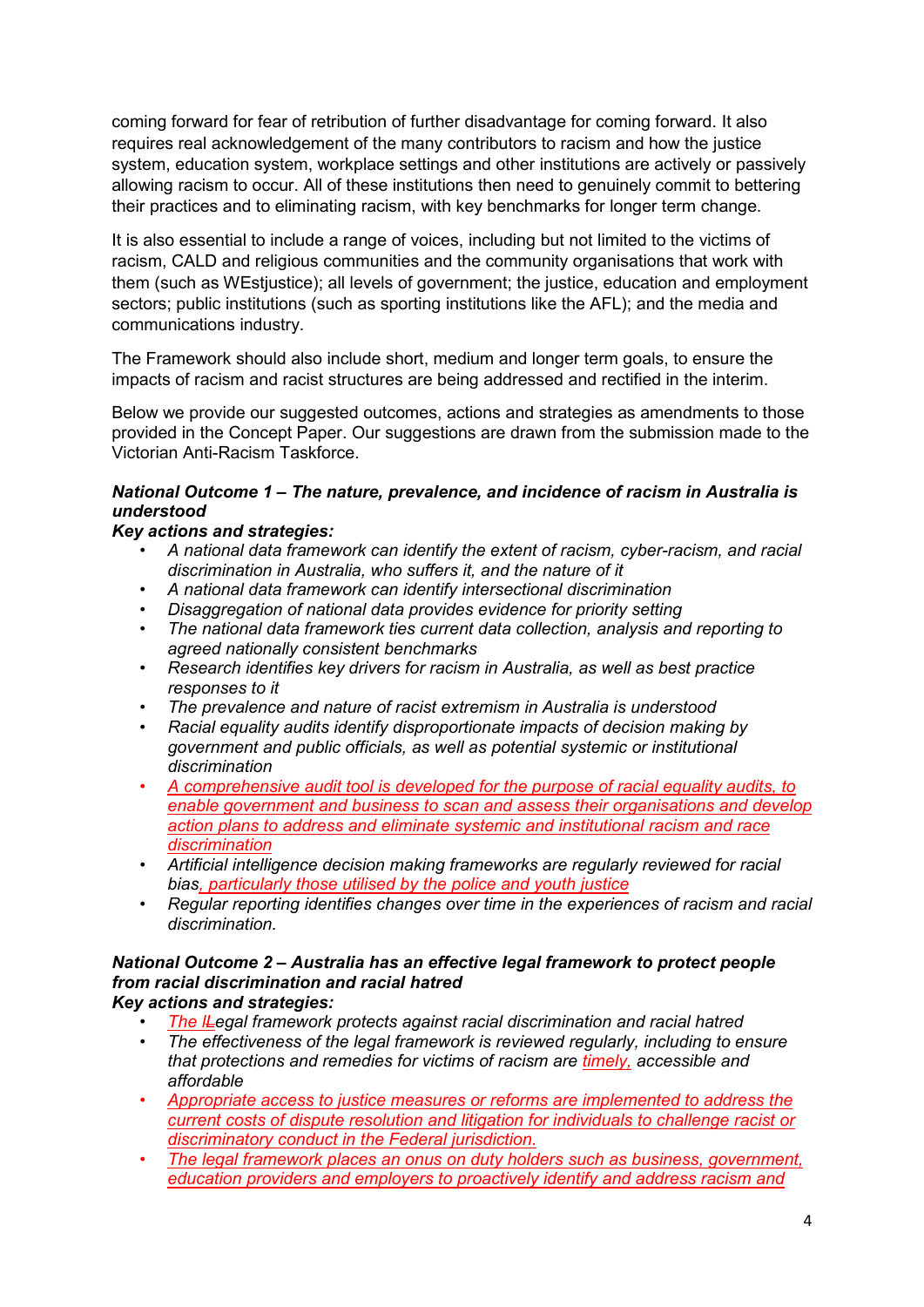coming forward for fear of retribution of further disadvantage for coming forward. It also requires real acknowledgement of the many contributors to racism and how the justice system, education system, workplace settings and other institutions are actively or passively allowing racism to occur. All of these institutions then need to genuinely commit to bettering their practices and to eliminating racism, with key benchmarks for longer term change.

It is also essential to include a range of voices, including but not limited to the victims of racism, CALD and religious communities and the community organisations that work with them (such as WEstjustice); all levels of government; the justice, education and employment sectors; public institutions (such as sporting institutions like the AFL); and the media and communications industry.

The Framework should also include short, medium and longer term goals, to ensure the impacts of racism and racist structures are being addressed and rectified in the interim.

Below we provide our suggested outcomes, actions and strategies as amendments to those provided in the Concept Paper. Our suggestions are drawn from the submission made to the Victorian Anti-Racism Taskforce.

***National Outcome 1 – The nature, prevalence, and incidence of racism in Australia is understood***

***Key actions and strategies:***

- *A national data framework can identify the extent of racism, cyber-racism, and racial discrimination in Australia, who suffers it, and the nature of it*
- *A national data framework can identify intersectional discrimination*
- *Disaggregation of national data provides evidence for priority setting*
- *The national data framework ties current data collection, analysis and reporting to agreed nationally consistent benchmarks*
- *Research identifies key drivers for racism in Australia, as well as best practice responses to it*
- *The prevalence and nature of racist extremism in Australia is understood*
- *Racial equality audits identify disproportionate impacts of decision making by government and public officials, as well as potential systemic or institutional discrimination*
- *A comprehensive audit tool is developed for the purpose of racial equality audits, to enable government and business to scan and assess their organisations and develop action plans to address and eliminate systemic and institutional racism and race discrimination*
- *Artificial intelligence decision making frameworks are regularly reviewed for racial bias, particularly those utilised by the police and youth justice*
- *Regular reporting identifies changes over time in the experiences of racism and racial discrimination.*

***National Outcome 2 – Australia has an effective legal framework to protect people from racial discrimination and racial hatred***

***Key actions and strategies:***

- *The lLegal framework protects against racial discrimination and racial hatred*
- *The effectiveness of the legal framework is reviewed regularly, including to ensure that protections and remedies for victims of racism are timely, accessible and affordable*
- *Appropriate access to justice measures or reforms are implemented to address the current costs of dispute resolution and litigation for individuals to challenge racist or discriminatory conduct in the Federal jurisdiction.*
- *The legal framework places an onus on duty holders such as business, government, education providers and employers to proactively identify and address racism and*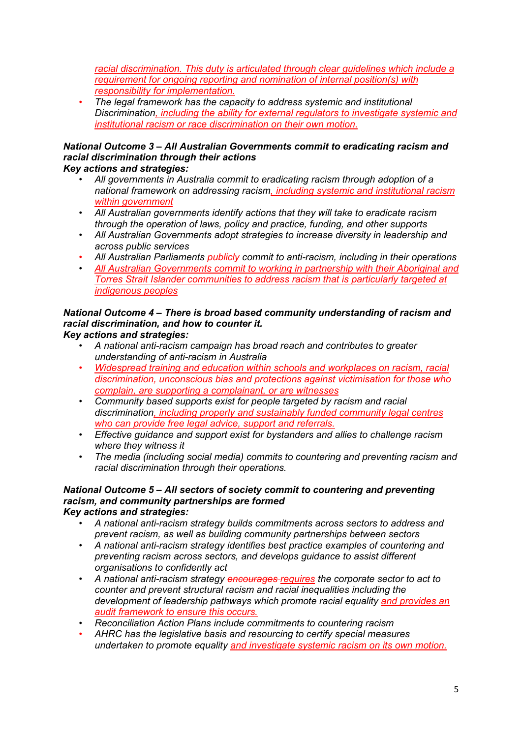*racial discrimination. This duty is articulated through clear guidelines which include a requirement for ongoing reporting and nomination of internal position(s) with responsibility for implementation.*

- *The legal framework has the capacity to address systemic and institutional Discrimination, including the ability for external regulators to investigate systemic and institutional racism or race discrimination on their own motion.*

***National Outcome 3 – All Australian Governments commit to eradicating racism and racial discrimination through their actions***

***Key actions and strategies:***

- *All governments in Australia commit to eradicating racism through adoption of a national framework on addressing racism, including systemic and institutional racism within government*
- *All Australian governments identify actions that they will take to eradicate racism through the operation of laws, policy and practice, funding, and other supports*
- *All Australian Governments adopt strategies to increase diversity in leadership and across public services*
- *All Australian Parliaments publicly commit to anti-racism, including in their operations*
- *All Australian Governments commit to working in partnership with their Aboriginal and Torres Strait Islander communities to address racism that is particularly targeted at indigenous peoples*

***National Outcome 4 – There is broad based community understanding of racism and racial discrimination, and how to counter it.***

***Key actions and strategies:***

- *A national anti-racism campaign has broad reach and contributes to greater understanding of anti-racism in Australia*
- *Widespread training and education within schools and workplaces on racism, racial discrimination, unconscious bias and protections against victimisation for those who complain, are supporting a complainant, or are witnesses*
- *Community based supports exist for people targeted by racism and racial discrimination, including properly and sustainably funded community legal centres who can provide free legal advice, support and referrals.*
- *Effective guidance and support exist for bystanders and allies to challenge racism where they witness it*
- *The media (including social media) commits to countering and preventing racism and racial discrimination through their operations.*

***National Outcome 5 – All sectors of society commit to countering and preventing racism, and community partnerships are formed***

***Key actions and strategies:***

- *A national anti-racism strategy builds commitments across sectors to address and prevent racism, as well as building community partnerships between sectors*
- *A national anti-racism strategy identifies best practice examples of countering and preventing racism across sectors, and develops guidance to assist different organisations to confidently act*
- *A national anti-racism strategy ~~encourages~~ requires the corporate sector to act to counter and prevent structural racism and racial inequalities including the development of leadership pathways which promote racial equality and provides an audit framework to ensure this occurs.*
- *Reconciliation Action Plans include commitments to countering racism*
- *AHRC has the legislative basis and resourcing to certify special measures undertaken to promote equality and investigate systemic racism on its own motion.*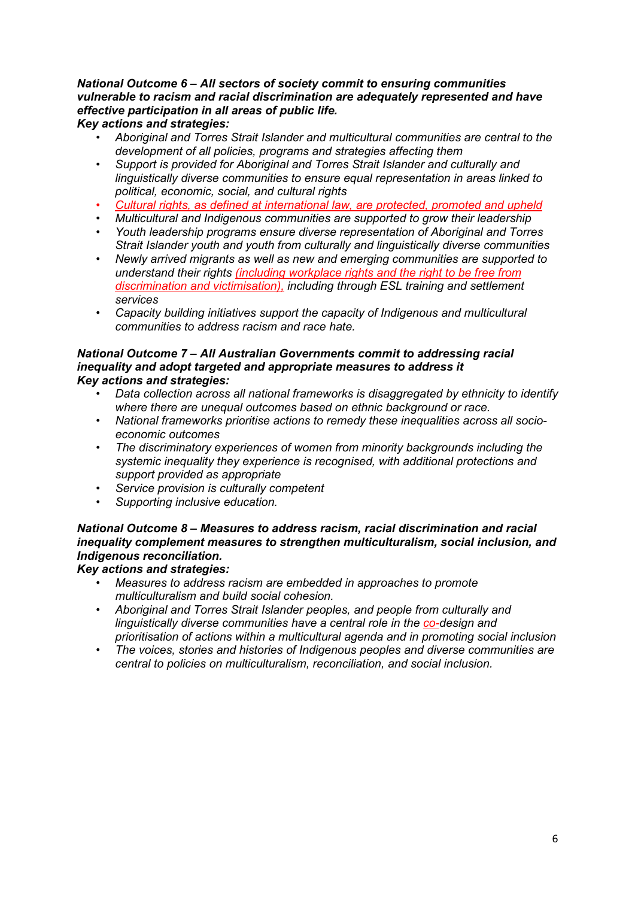***National Outcome 6 – All sectors of society commit to ensuring communities vulnerable to racism and racial discrimination are adequately represented and have effective participation in all areas of public life.***

***Key actions and strategies:***

- *Aboriginal and Torres Strait Islander and multicultural communities are central to the development of all policies, programs and strategies affecting them*
- *Support is provided for Aboriginal and Torres Strait Islander and culturally and linguistically diverse communities to ensure equal representation in areas linked to political, economic, social, and cultural rights*
- *Cultural rights, as defined at international law, are protected, promoted and upheld*
- *Multicultural and Indigenous communities are supported to grow their leadership*
- *Youth leadership programs ensure diverse representation of Aboriginal and Torres Strait Islander youth and youth from culturally and linguistically diverse communities*
- *Newly arrived migrants as well as new and emerging communities are supported to understand their rights (including workplace rights and the right to be free from discrimination and victimisation), including through ESL training and settlement services*
- *Capacity building initiatives support the capacity of Indigenous and multicultural communities to address racism and race hate.*

***National Outcome 7 – All Australian Governments commit to addressing racial inequality and adopt targeted and appropriate measures to address it***

***Key actions and strategies:***

- *Data collection across all national frameworks is disaggregated by ethnicity to identify where there are unequal outcomes based on ethnic background or race.*
- *National frameworks prioritise actions to remedy these inequalities across all socio-economic outcomes*
- *The discriminatory experiences of women from minority backgrounds including the systemic inequality they experience is recognised, with additional protections and support provided as appropriate*
- *Service provision is culturally competent*
- *Supporting inclusive education.*

***National Outcome 8 – Measures to address racism, racial discrimination and racial inequality complement measures to strengthen multiculturalism, social inclusion, and Indigenous reconciliation.***

***Key actions and strategies:***

- *Measures to address racism are embedded in approaches to promote multiculturalism and build social cohesion.*
- *Aboriginal and Torres Strait Islander peoples, and people from culturally and linguistically diverse communities have a central role in the co-design and prioritisation of actions within a multicultural agenda and in promoting social inclusion*
- *The voices, stories and histories of Indigenous peoples and diverse communities are central to policies on multiculturalism, reconciliation, and social inclusion.*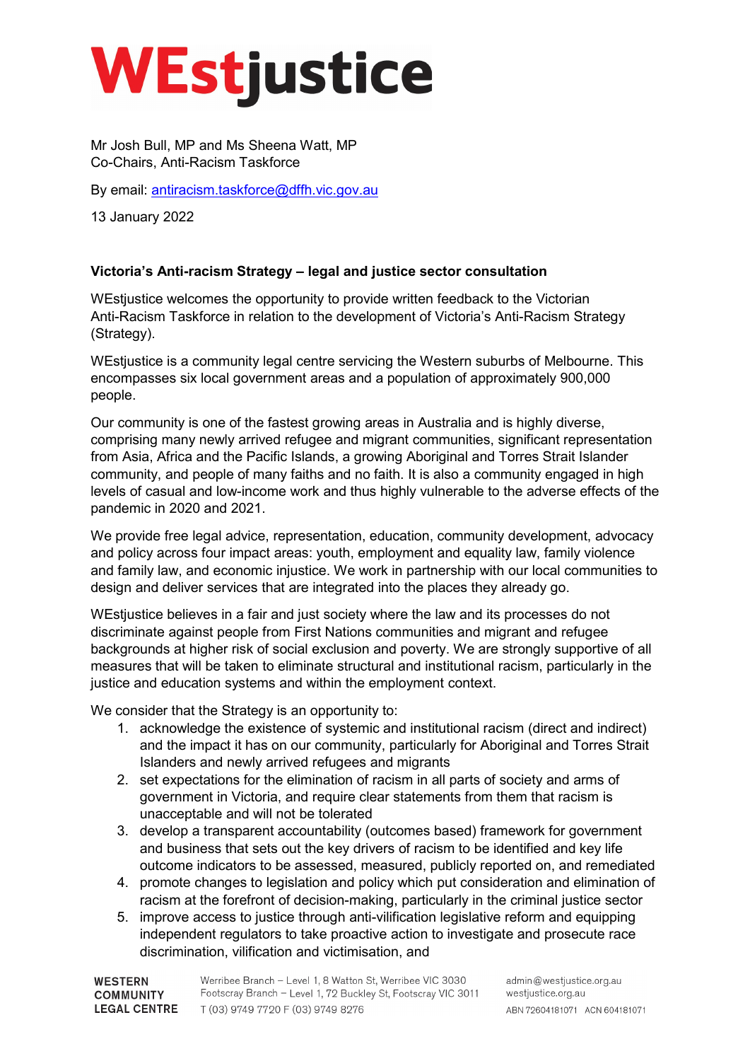Mr Josh Bull, MP and Ms Sheena Watt, MP
Co-Chairs, Anti-Racism Taskforce

By email: antiracism.taskforce@dffh.vic.gov.au

13 January 2022

**Victoria's Anti-racism Strategy – legal and justice sector consultation**

WEstjustice welcomes the opportunity to provide written feedback to the Victorian Anti-Racism Taskforce in relation to the development of Victoria's Anti-Racism Strategy (Strategy).

WEstjustice is a community legal centre servicing the Western suburbs of Melbourne. This encompasses six local government areas and a population of approximately 900,000 people.

Our community is one of the fastest growing areas in Australia and is highly diverse, comprising many newly arrived refugee and migrant communities, significant representation from Asia, Africa and the Pacific Islands, a growing Aboriginal and Torres Strait Islander community, and people of many faiths and no faith. It is also a community engaged in high levels of casual and low-income work and thus highly vulnerable to the adverse effects of the pandemic in 2020 and 2021.

We provide free legal advice, representation, education, community development, advocacy and policy across four impact areas: youth, employment and equality law, family violence and family law, and economic injustice. We work in partnership with our local communities to design and deliver services that are integrated into the places they already go.

WEstjustice believes in a fair and just society where the law and its processes do not discriminate against people from First Nations communities and migrant and refugee backgrounds at higher risk of social exclusion and poverty. We are strongly supportive of all measures that will be taken to eliminate structural and institutional racism, particularly in the justice and education systems and within the employment context.

We consider that the Strategy is an opportunity to:

1. acknowledge the existence of systemic and institutional racism (direct and indirect) and the impact it has on our community, particularly for Aboriginal and Torres Strait Islanders and newly arrived refugees and migrants
2. set expectations for the elimination of racism in all parts of society and arms of government in Victoria, and require clear statements from them that racism is unacceptable and will not be tolerated
3. develop a transparent accountability (outcomes based) framework for government and business that sets out the key drivers of racism to be identified and key life outcome indicators to be assessed, measured, publicly reported on, and remediated
4. promote changes to legislation and policy which put consideration and elimination of racism at the forefront of decision-making, particularly in the criminal justice sector
5. improve access to justice through anti-vilification legislative reform and equipping independent regulators to take proactive action to investigate and prosecute race discrimination, vilification and victimisation, and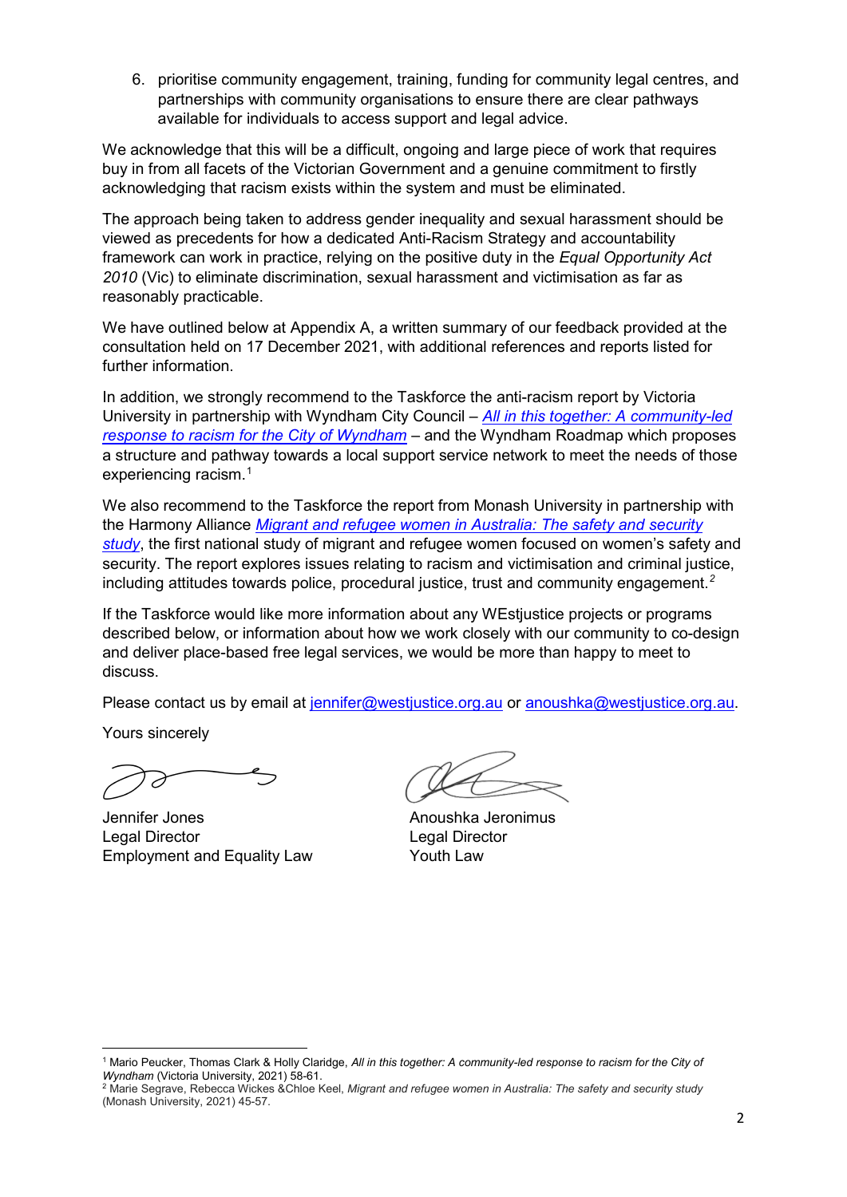6. prioritise community engagement, training, funding for community legal centres, and partnerships with community organisations to ensure there are clear pathways available for individuals to access support and legal advice.

We acknowledge that this will be a difficult, ongoing and large piece of work that requires buy in from all facets of the Victorian Government and a genuine commitment to firstly acknowledging that racism exists within the system and must be eliminated.

The approach being taken to address gender inequality and sexual harassment should be viewed as precedents for how a dedicated Anti-Racism Strategy and accountability framework can work in practice, relying on the positive duty in the *Equal Opportunity Act 2010* (Vic) to eliminate discrimination, sexual harassment and victimisation as far as reasonably practicable.

We have outlined below at Appendix A, a written summary of our feedback provided at the consultation held on 17 December 2021, with additional references and reports listed for further information.

In addition, we strongly recommend to the Taskforce the anti-racism report by Victoria University in partnership with Wyndham City Council – *All in this together: A community-led response to racism for the City of Wyndham* – and the Wyndham Roadmap which proposes a structure and pathway towards a local support service network to meet the needs of those experiencing racism.[1]

We also recommend to the Taskforce the report from Monash University in partnership with the Harmony Alliance *Migrant and refugee women in Australia: The safety and security study*, the first national study of migrant and refugee women focused on women's safety and security. The report explores issues relating to racism and victimisation and criminal justice, including attitudes towards police, procedural justice, trust and community engagement.[2]

If the Taskforce would like more information about any WEstjustice projects or programs described below, or information about how we work closely with our community to co-design and deliver place-based free legal services, we would be more than happy to meet to discuss.

Please contact us by email at jennifer@westjustice.org.au or anoushka@westjustice.org.au.

Yours sincerely

Jennifer Jones
Legal Director
Employment and Equality Law

Anoushka Jeronimus
Legal Director
Youth Law

---

[1] Mario Peucker, Thomas Clark & Holly Claridge, *All in this together: A community-led response to racism for the City of Wyndham* (Victoria University, 2021) 58-61.

[2] Marie Segrave, Rebecca Wickes &Chloe Keel, *Migrant and refugee women in Australia: The safety and security study* (Monash University, 2021) 45-57.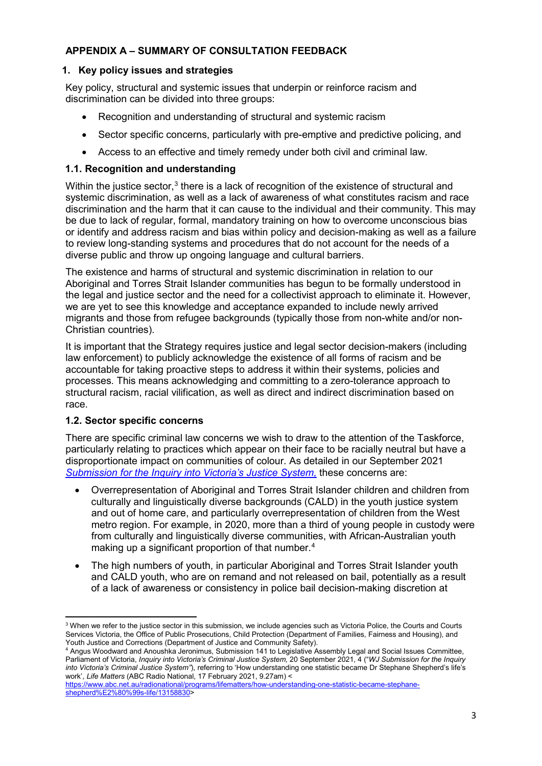## APPENDIX A – SUMMARY OF CONSULTATION FEEDBACK

### 1. Key policy issues and strategies

Key policy, structural and systemic issues that underpin or reinforce racism and discrimination can be divided into three groups:

- Recognition and understanding of structural and systemic racism
- Sector specific concerns, particularly with pre-emptive and predictive policing, and
- Access to an effective and timely remedy under both civil and criminal law.

### 1.1. Recognition and understanding

Within the justice sector,[3] there is a lack of recognition of the existence of structural and systemic discrimination, as well as a lack of awareness of what constitutes racism and race discrimination and the harm that it can cause to the individual and their community. This may be due to lack of regular, formal, mandatory training on how to overcome unconscious bias or identify and address racism and bias within policy and decision-making as well as a failure to review long-standing systems and procedures that do not account for the needs of a diverse public and throw up ongoing language and cultural barriers.

The existence and harms of structural and systemic discrimination in relation to our Aboriginal and Torres Strait Islander communities has begun to be formally understood in the legal and justice sector and the need for a collectivist approach to eliminate it. However, we are yet to see this knowledge and acceptance expanded to include newly arrived migrants and those from refugee backgrounds (typically those from non-white and/or non-Christian countries).

It is important that the Strategy requires justice and legal sector decision-makers (including law enforcement) to publicly acknowledge the existence of all forms of racism and be accountable for taking proactive steps to address it within their systems, policies and processes. This means acknowledging and committing to a zero-tolerance approach to structural racism, racial vilification, as well as direct and indirect discrimination based on race.

### 1.2. Sector specific concerns

There are specific criminal law concerns we wish to draw to the attention of the Taskforce, particularly relating to practices which appear on their face to be racially neutral but have a disproportionate impact on communities of colour. As detailed in our September 2021 *Submission for the Inquiry into Victoria's Justice System,* these concerns are:

- Overrepresentation of Aboriginal and Torres Strait Islander children and children from culturally and linguistically diverse backgrounds (CALD) in the youth justice system and out of home care, and particularly overrepresentation of children from the West metro region. For example, in 2020, more than a third of young people in custody were from culturally and linguistically diverse communities, with African-Australian youth making up a significant proportion of that number.[4]
- The high numbers of youth, in particular Aboriginal and Torres Strait Islander youth and CALD youth, who are on remand and not released on bail, potentially as a result of a lack of awareness or consistency in police bail decision-making discretion at

---

[3] When we refer to the justice sector in this submission, we include agencies such as Victoria Police, the Courts and Courts Services Victoria, the Office of Public Prosecutions, Child Protection (Department of Families, Fairness and Housing), and Youth Justice and Corrections (Department of Justice and Community Safety).

[4] Angus Woodward and Anoushka Jeronimus, Submission 141 to Legislative Assembly Legal and Social Issues Committee, Parliament of Victoria, *Inquiry into Victoria's Criminal Justice System,* 20 September 2021, 4 ("*WJ Submission for the Inquiry into Victoria's Criminal Justice System*"), referring to 'How understanding one statistic became Dr Stephane Shepherd's life's work', *Life Matters* (ABC Radio National, 17 February 2021, 9.27am) < https://www.abc.net.au/radionational/programs/lifematters/how-understanding-one-statistic-became-stephane-shepherd%E2%80%99s-life/13158830>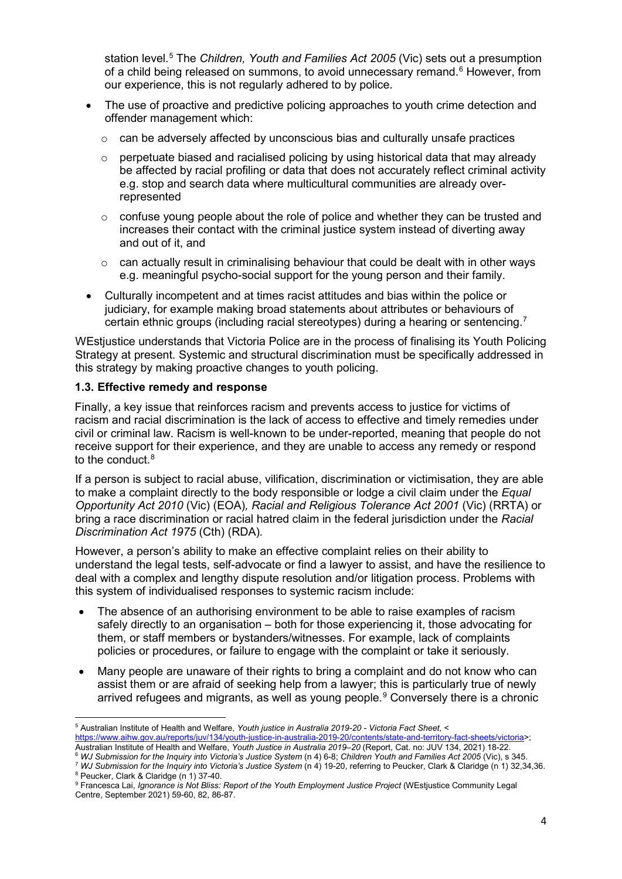station level.[5] The *Children, Youth and Families Act 2005* (Vic) sets out a presumption of a child being released on summons, to avoid unnecessary remand.[6] However, from our experience, this is not regularly adhered to by police.

- The use of proactive and predictive policing approaches to youth crime detection and offender management which:
  - can be adversely affected by unconscious bias and culturally unsafe practices
  - perpetuate biased and racialised policing by using historical data that may already be affected by racial profiling or data that does not accurately reflect criminal activity e.g. stop and search data where multicultural communities are already over-represented
  - confuse young people about the role of police and whether they can be trusted and increases their contact with the criminal justice system instead of diverting away and out of it, and
  - can actually result in criminalising behaviour that could be dealt with in other ways e.g. meaningful psycho-social support for the young person and their family.
- Culturally incompetent and at times racist attitudes and bias within the police or judiciary, for example making broad statements about attributes or behaviours of certain ethnic groups (including racial stereotypes) during a hearing or sentencing.[7]

WEstjustice understands that Victoria Police are in the process of finalising its Youth Policing Strategy at present. Systemic and structural discrimination must be specifically addressed in this strategy by making proactive changes to youth policing.

### 1.3. Effective remedy and response

Finally, a key issue that reinforces racism and prevents access to justice for victims of racism and racial discrimination is the lack of access to effective and timely remedies under civil or criminal law. Racism is well-known to be under-reported, meaning that people do not receive support for their experience, and they are unable to access any remedy or respond to the conduct.[8]

If a person is subject to racial abuse, vilification, discrimination or victimisation, they are able to make a complaint directly to the body responsible or lodge a civil claim under the *Equal Opportunity Act 2010* (Vic) (EOA)*, Racial and Religious Tolerance Act 2001* (Vic) (RRTA) or bring a race discrimination or racial hatred claim in the federal jurisdiction under the *Racial Discrimination Act 1975* (Cth) (RDA)*.*

However, a person's ability to make an effective complaint relies on their ability to understand the legal tests, self-advocate or find a lawyer to assist, and have the resilience to deal with a complex and lengthy dispute resolution and/or litigation process. Problems with this system of individualised responses to systemic racism include:

- The absence of an authorising environment to be able to raise examples of racism safely directly to an organisation – both for those experiencing it, those advocating for them, or staff members or bystanders/witnesses. For example, lack of complaints policies or procedures, or failure to engage with the complaint or take it seriously.
- Many people are unaware of their rights to bring a complaint and do not know who can assist them or are afraid of seeking help from a lawyer; this is particularly true of newly arrived refugees and migrants, as well as young people.[9] Conversely there is a chronic

---

[5] Australian Institute of Health and Welfare, *Youth justice in Australia 2019-20 - Victoria Fact Sheet*, <https://www.aihw.gov.au/reports/juv/134/youth-justice-in-australia-2019-20/contents/state-and-territory-fact-sheets/victoria>; Australian Institute of Health and Welfare, *Youth Justice in Australia 2019–20* (Report, Cat. no: JUV 134, 2021) 18-22.

[6] *WJ Submission for the Inquiry into Victoria's Justice System* (n 4) 6-8; *Children Youth and Families Act 2005* (Vic), s 345.

[7] *WJ Submission for the Inquiry into Victoria's Justice System* (n 4) 19-20, referring to Peucker, Clark & Claridge (n 1) 32,34,36.

[8] Peucker, Clark & Claridge (n 1) 37-40.

[9] Francesca Lai, *Ignorance is Not Bliss: Report of the Youth Employment Justice Project* (WEstjustice Community Legal Centre, September 2021) 59-60, 82, 86-87.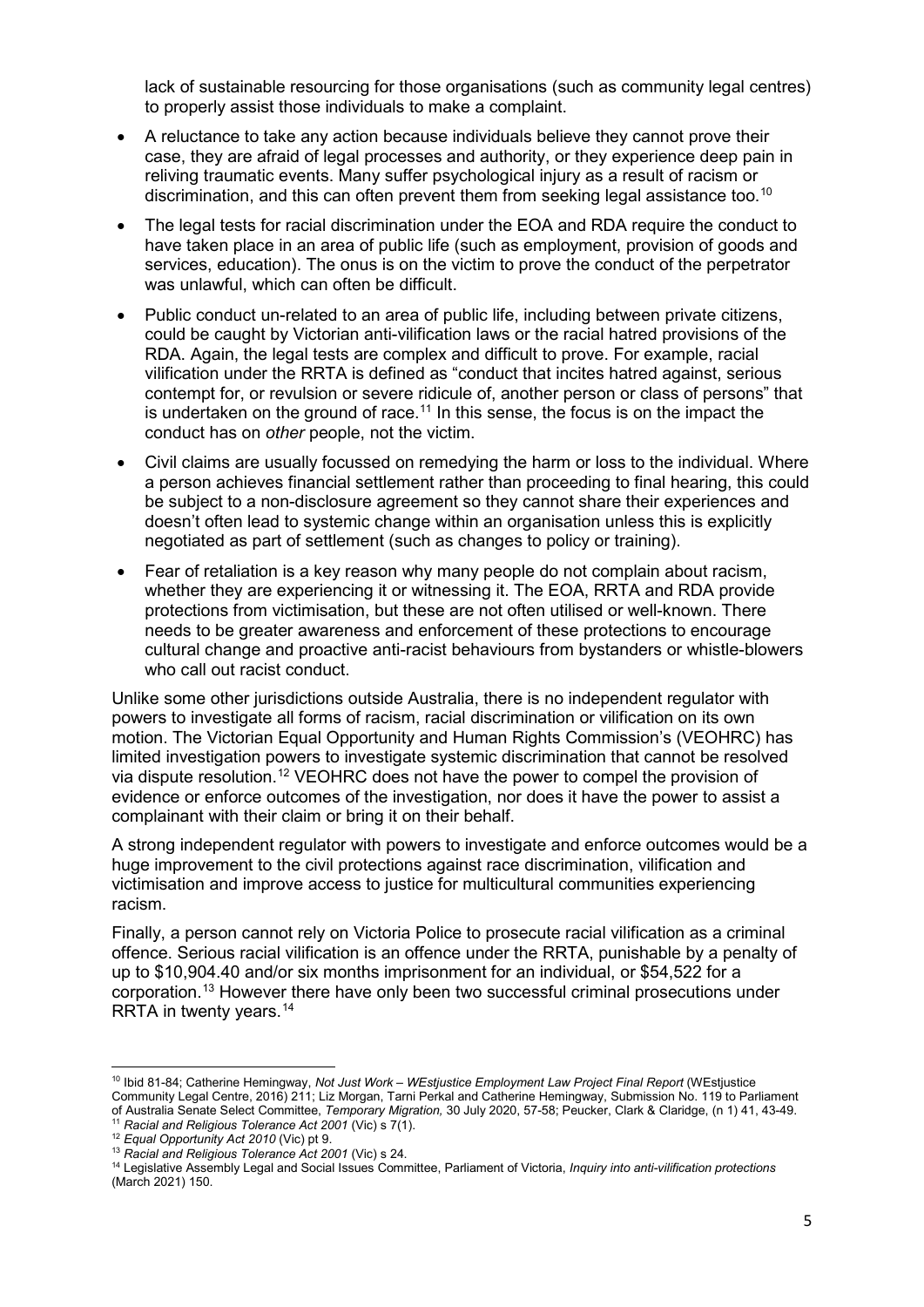lack of sustainable resourcing for those organisations (such as community legal centres) to properly assist those individuals to make a complaint.

- A reluctance to take any action because individuals believe they cannot prove their case, they are afraid of legal processes and authority, or they experience deep pain in reliving traumatic events. Many suffer psychological injury as a result of racism or discrimination, and this can often prevent them from seeking legal assistance too.[10]
- The legal tests for racial discrimination under the EOA and RDA require the conduct to have taken place in an area of public life (such as employment, provision of goods and services, education). The onus is on the victim to prove the conduct of the perpetrator was unlawful, which can often be difficult.
- Public conduct un-related to an area of public life, including between private citizens, could be caught by Victorian anti-vilification laws or the racial hatred provisions of the RDA. Again, the legal tests are complex and difficult to prove. For example, racial vilification under the RRTA is defined as "conduct that incites hatred against, serious contempt for, or revulsion or severe ridicule of, another person or class of persons" that is undertaken on the ground of race.[11] In this sense, the focus is on the impact the conduct has on *other* people, not the victim.
- Civil claims are usually focussed on remedying the harm or loss to the individual. Where a person achieves financial settlement rather than proceeding to final hearing, this could be subject to a non-disclosure agreement so they cannot share their experiences and doesn't often lead to systemic change within an organisation unless this is explicitly negotiated as part of settlement (such as changes to policy or training).
- Fear of retaliation is a key reason why many people do not complain about racism, whether they are experiencing it or witnessing it. The EOA, RRTA and RDA provide protections from victimisation, but these are not often utilised or well-known. There needs to be greater awareness and enforcement of these protections to encourage cultural change and proactive anti-racist behaviours from bystanders or whistle-blowers who call out racist conduct.

Unlike some other jurisdictions outside Australia, there is no independent regulator with powers to investigate all forms of racism, racial discrimination or vilification on its own motion. The Victorian Equal Opportunity and Human Rights Commission's (VEOHRC) has limited investigation powers to investigate systemic discrimination that cannot be resolved via dispute resolution.[12] VEOHRC does not have the power to compel the provision of evidence or enforce outcomes of the investigation, nor does it have the power to assist a complainant with their claim or bring it on their behalf.

A strong independent regulator with powers to investigate and enforce outcomes would be a huge improvement to the civil protections against race discrimination, vilification and victimisation and improve access to justice for multicultural communities experiencing racism.

Finally, a person cannot rely on Victoria Police to prosecute racial vilification as a criminal offence. Serious racial vilification is an offence under the RRTA, punishable by a penalty of up to $10,904.40 and/or six months imprisonment for an individual, or $54,522 for a corporation.[13] However there have only been two successful criminal prosecutions under RRTA in twenty years.[14]

---

[10] Ibid 81-84; Catherine Hemingway, *Not Just Work – WEstjustice Employment Law Project Final Report* (WEstjustice Community Legal Centre, 2016) 211; Liz Morgan, Tarni Perkal and Catherine Hemingway, Submission No. 119 to Parliament of Australia Senate Select Committee, *Temporary Migration,* 30 July 2020, 57-58; Peucker, Clark & Claridge, (n 1) 41, 43-49.

[11] *Racial and Religious Tolerance Act 2001* (Vic) s 7(1).

[12] *Equal Opportunity Act 2010* (Vic) pt 9.

[13] *Racial and Religious Tolerance Act 2001* (Vic) s 24.

[14] Legislative Assembly Legal and Social Issues Committee, Parliament of Victoria, *Inquiry into anti-vilification protections* (March 2021) 150.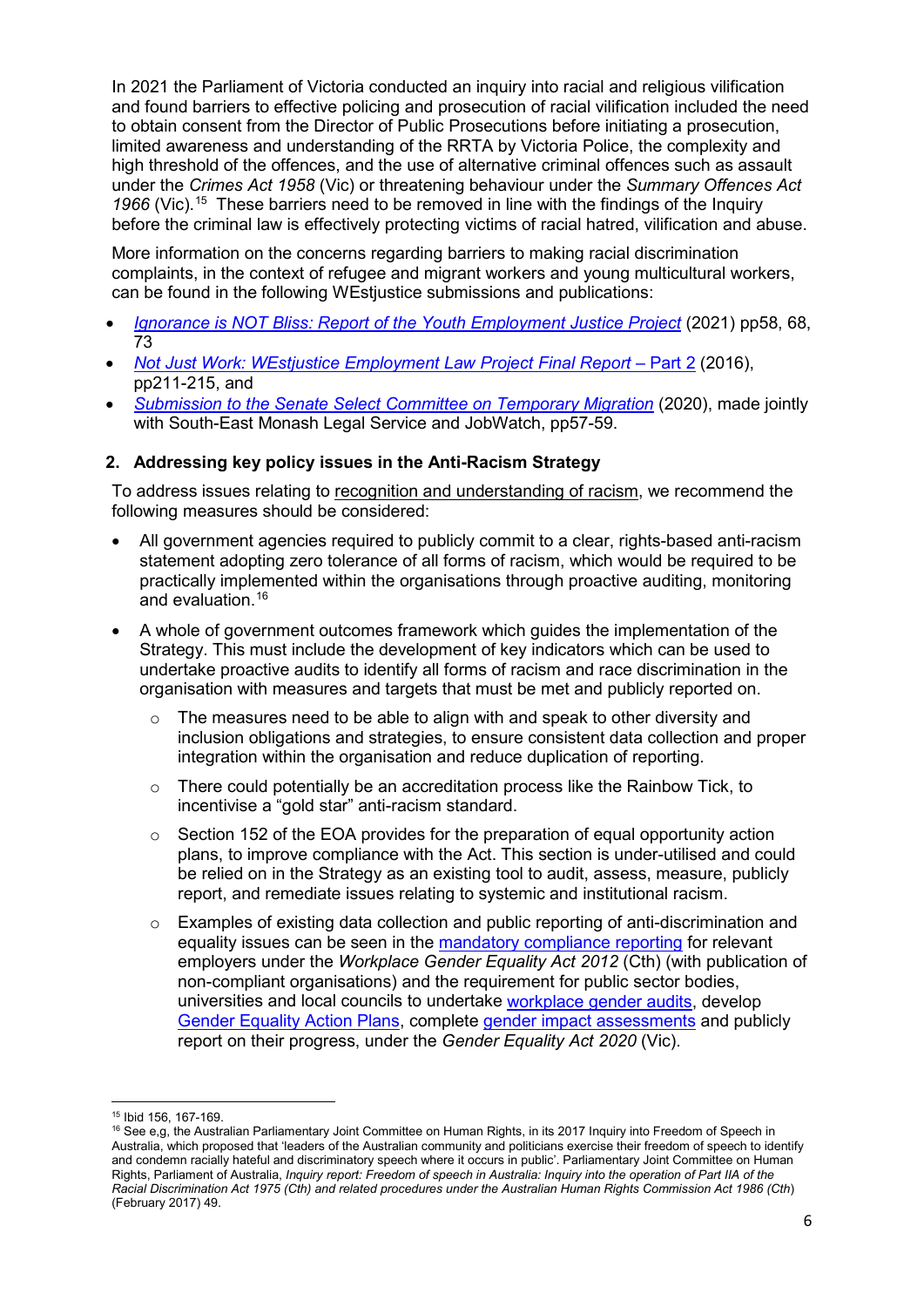In 2021 the Parliament of Victoria conducted an inquiry into racial and religious vilification and found barriers to effective policing and prosecution of racial vilification included the need to obtain consent from the Director of Public Prosecutions before initiating a prosecution, limited awareness and understanding of the RRTA by Victoria Police, the complexity and high threshold of the offences, and the use of alternative criminal offences such as assault under the *Crimes Act 1958* (Vic) or threatening behaviour under the *Summary Offences Act 1966* (Vic).[15] These barriers need to be removed in line with the findings of the Inquiry before the criminal law is effectively protecting victims of racial hatred, vilification and abuse.

More information on the concerns regarding barriers to making racial discrimination complaints, in the context of refugee and migrant workers and young multicultural workers, can be found in the following WEstjustice submissions and publications:

- *Ignorance is NOT Bliss: Report of the Youth Employment Justice Project* (2021) pp58, 68, 73
- *Not Just Work: WEstjustice Employment Law Project Final Report* – Part 2 (2016), pp211-215, and
- *Submission to the Senate Select Committee on Temporary Migration* (2020), made jointly with South-East Monash Legal Service and JobWatch, pp57-59.

## 2. Addressing key policy issues in the Anti-Racism Strategy

To address issues relating to recognition and understanding of racism, we recommend the following measures should be considered:

- All government agencies required to publicly commit to a clear, rights-based anti-racism statement adopting zero tolerance of all forms of racism, which would be required to be practically implemented within the organisations through proactive auditing, monitoring and evaluation.[16]
- A whole of government outcomes framework which guides the implementation of the Strategy. This must include the development of key indicators which can be used to undertake proactive audits to identify all forms of racism and race discrimination in the organisation with measures and targets that must be met and publicly reported on.
  - The measures need to be able to align with and speak to other diversity and inclusion obligations and strategies, to ensure consistent data collection and proper integration within the organisation and reduce duplication of reporting.
  - There could potentially be an accreditation process like the Rainbow Tick, to incentivise a "gold star" anti-racism standard.
  - Section 152 of the EOA provides for the preparation of equal opportunity action plans, to improve compliance with the Act. This section is under-utilised and could be relied on in the Strategy as an existing tool to audit, assess, measure, publicly report, and remediate issues relating to systemic and institutional racism.
  - Examples of existing data collection and public reporting of anti-discrimination and equality issues can be seen in the mandatory compliance reporting for relevant employers under the *Workplace Gender Equality Act 2012* (Cth) (with publication of non-compliant organisations) and the requirement for public sector bodies, universities and local councils to undertake workplace gender audits, develop Gender Equality Action Plans, complete gender impact assessments and publicly report on their progress, under the *Gender Equality Act 2020* (Vic).

---

[15] Ibid 156, 167-169.

[16] See e,g, the Australian Parliamentary Joint Committee on Human Rights, in its 2017 Inquiry into Freedom of Speech in Australia, which proposed that 'leaders of the Australian community and politicians exercise their freedom of speech to identify and condemn racially hateful and discriminatory speech where it occurs in public'. Parliamentary Joint Committee on Human Rights, Parliament of Australia, *Inquiry report: Freedom of speech in Australia: Inquiry into the operation of Part IIA of the Racial Discrimination Act 1975 (Cth) and related procedures under the Australian Human Rights Commission Act 1986 (Cth)* (February 2017) 49.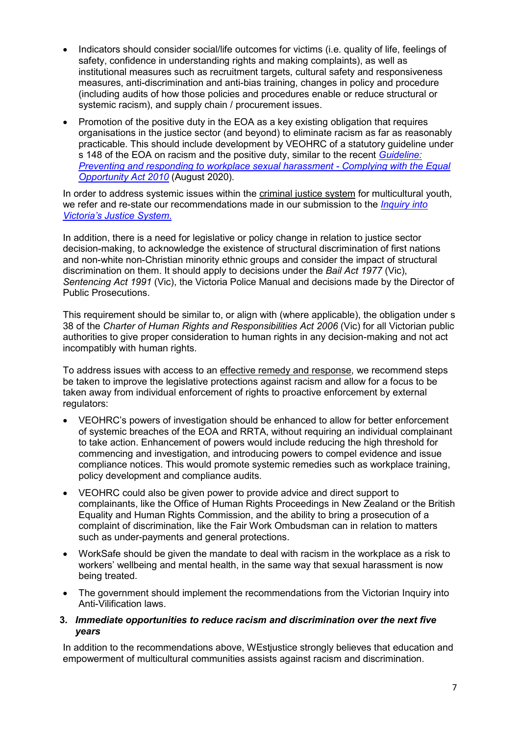- Indicators should consider social/life outcomes for victims (i.e. quality of life, feelings of safety, confidence in understanding rights and making complaints), as well as institutional measures such as recruitment targets, cultural safety and responsiveness measures, anti-discrimination and anti-bias training, changes in policy and procedure (including audits of how those policies and procedures enable or reduce structural or systemic racism), and supply chain / procurement issues.
- Promotion of the positive duty in the EOA as a key existing obligation that requires organisations in the justice sector (and beyond) to eliminate racism as far as reasonably practicable. This should include development by VEOHRC of a statutory guideline under s 148 of the EOA on racism and the positive duty, similar to the recent *Guideline: Preventing and responding to workplace sexual harassment - Complying with the Equal Opportunity Act 2010* (August 2020).

In order to address systemic issues within the criminal justice system for multicultural youth, we refer and re-state our recommendations made in our submission to the *Inquiry into Victoria's Justice System.*

In addition, there is a need for legislative or policy change in relation to justice sector decision-making, to acknowledge the existence of structural discrimination of first nations and non-white non-Christian minority ethnic groups and consider the impact of structural discrimination on them. It should apply to decisions under the *Bail Act 1977* (Vic), *Sentencing Act 1991* (Vic), the Victoria Police Manual and decisions made by the Director of Public Prosecutions.

This requirement should be similar to, or align with (where applicable), the obligation under s 38 of the *Charter of Human Rights and Responsibilities Act 2006* (Vic) for all Victorian public authorities to give proper consideration to human rights in any decision-making and not act incompatibly with human rights.

To address issues with access to an effective remedy and response, we recommend steps be taken to improve the legislative protections against racism and allow for a focus to be taken away from individual enforcement of rights to proactive enforcement by external regulators:

- VEOHRC's powers of investigation should be enhanced to allow for better enforcement of systemic breaches of the EOA and RRTA, without requiring an individual complainant to take action. Enhancement of powers would include reducing the high threshold for commencing and investigation, and introducing powers to compel evidence and issue compliance notices. This would promote systemic remedies such as workplace training, policy development and compliance audits.
- VEOHRC could also be given power to provide advice and direct support to complainants, like the Office of Human Rights Proceedings in New Zealand or the British Equality and Human Rights Commission, and the ability to bring a prosecution of a complaint of discrimination, like the Fair Work Ombudsman can in relation to matters such as under-payments and general protections.
- WorkSafe should be given the mandate to deal with racism in the workplace as a risk to workers' wellbeing and mental health, in the same way that sexual harassment is now being treated.
- The government should implement the recommendations from the Victorian Inquiry into Anti-Vilification laws.

### 3. *Immediate opportunities to reduce racism and discrimination over the next five years*

In addition to the recommendations above, WEstjustice strongly believes that education and empowerment of multicultural communities assists against racism and discrimination.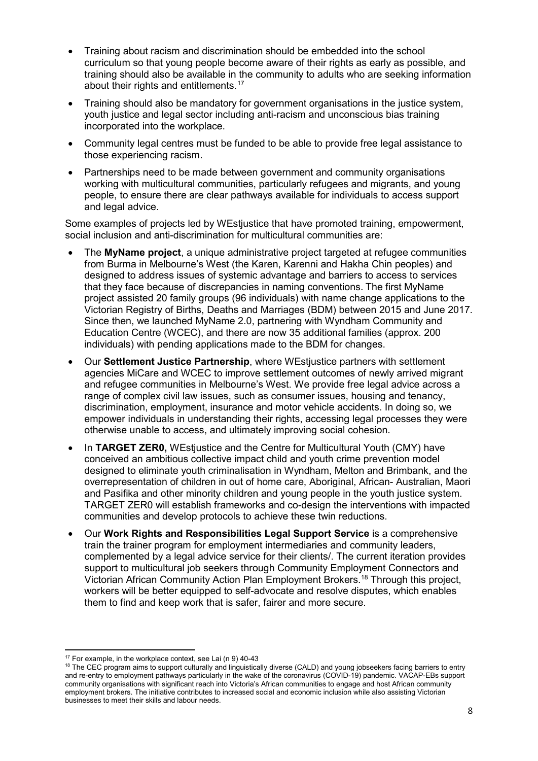- Training about racism and discrimination should be embedded into the school curriculum so that young people become aware of their rights as early as possible, and training should also be available in the community to adults who are seeking information about their rights and entitlements.[17]
- Training should also be mandatory for government organisations in the justice system, youth justice and legal sector including anti-racism and unconscious bias training incorporated into the workplace.
- Community legal centres must be funded to be able to provide free legal assistance to those experiencing racism.
- Partnerships need to be made between government and community organisations working with multicultural communities, particularly refugees and migrants, and young people, to ensure there are clear pathways available for individuals to access support and legal advice.

Some examples of projects led by WEstjustice that have promoted training, empowerment, social inclusion and anti-discrimination for multicultural communities are:

- The **MyName project**, a unique administrative project targeted at refugee communities from Burma in Melbourne's West (the Karen, Karenni and Hakha Chin peoples) and designed to address issues of systemic advantage and barriers to access to services that they face because of discrepancies in naming conventions. The first MyName project assisted 20 family groups (96 individuals) with name change applications to the Victorian Registry of Births, Deaths and Marriages (BDM) between 2015 and June 2017. Since then, we launched MyName 2.0, partnering with Wyndham Community and Education Centre (WCEC), and there are now 35 additional families (approx. 200 individuals) with pending applications made to the BDM for changes.
- Our **Settlement Justice Partnership**, where WEstjustice partners with settlement agencies MiCare and WCEC to improve settlement outcomes of newly arrived migrant and refugee communities in Melbourne's West. We provide free legal advice across a range of complex civil law issues, such as consumer issues, housing and tenancy, discrimination, employment, insurance and motor vehicle accidents. In doing so, we empower individuals in understanding their rights, accessing legal processes they were otherwise unable to access, and ultimately improving social cohesion.
- In **TARGET ZER0,** WEstjustice and the Centre for Multicultural Youth (CMY) have conceived an ambitious collective impact child and youth crime prevention model designed to eliminate youth criminalisation in Wyndham, Melton and Brimbank, and the overrepresentation of children in out of home care, Aboriginal, African- Australian, Maori and Pasifika and other minority children and young people in the youth justice system. TARGET ZER0 will establish frameworks and co-design the interventions with impacted communities and develop protocols to achieve these twin reductions.
- Our **Work Rights and Responsibilities Legal Support Service** is a comprehensive train the trainer program for employment intermediaries and community leaders, complemented by a legal advice service for their clients/. The current iteration provides support to multicultural job seekers through Community Employment Connectors and Victorian African Community Action Plan Employment Brokers.[18] Through this project, workers will be better equipped to self-advocate and resolve disputes, which enables them to find and keep work that is safer, fairer and more secure.

---

[17] For example, in the workplace context, see Lai (n 9) 40-43

[18] The CEC program aims to support culturally and linguistically diverse (CALD) and young jobseekers facing barriers to entry and re-entry to employment pathways particularly in the wake of the coronavirus (COVID-19) pandemic. VACAP-EBs support community organisations with significant reach into Victoria's African communities to engage and host African community employment brokers. The initiative contributes to increased social and economic inclusion while also assisting Victorian businesses to meet their skills and labour needs.